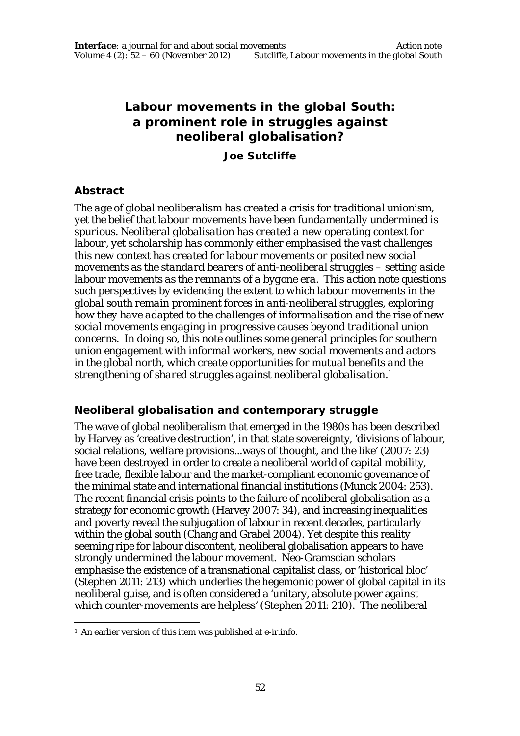# Labour movements in the global South: a prominent role in struggles against neoliberal globalisation?

**Joe Sutcliffe**

## Abstract

*The age of global neoliberalism has created a crisis for traditional unionism, yet the belief that labour movements have been fundamentally undermined is spurious. Neoliberal globalisation has created a new operating context for labour, yet scholarship has commonly either emphasised the vast challenges this new context has created for labour movements or posited new social movements as the standard bearers of anti-neoliberal struggles – setting aside labour movements as the remnants of a bygone era. This action note questions such perspectives by evidencing the extent to which labour movements in the global south remain prominent forces in anti-neoliberal struggles, exploring how they have adapted to the challenges of informalisation and the rise of new social movements engaging in progressive causes beyond traditional union concerns. In doing so, this note outlines some general principles for southern union engagement with informal workers, new social movements and actors in the global north, which create opportunities for mutual benefits and the strengthening of shared struggles against neoliberal globalisation.*[1]

## Neoliberal globalisation and contemporary struggle

The wave of global neoliberalism that emerged in the 1980s has been described by Harvey as 'creative destruction', in that state sovereignty, 'divisions of labour, social relations, welfare provisions...ways of thought, and the like' (2007: 23) have been destroyed in order to create a neoliberal world of capital mobility, free trade, flexible labour and the market-compliant economic governance of the minimal state and international financial institutions (Munck 2004: 253). The recent financial crisis points to the failure of neoliberal globalisation as a strategy for economic growth (Harvey 2007: 34), and increasing inequalities and poverty reveal the subjugation of labour in recent decades, particularly within the global south (Chang and Grabel 2004). Yet despite this reality seeming ripe for labour discontent, neoliberal globalisation appears to have strongly undermined the labour movement. Neo-Gramscian scholars emphasise the existence of a transnational capitalist class, or 'historical bloc' (Stephen 2011: 213) which underlies the hegemonic power of global capital in its neoliberal guise, and is often considered a 'unitary, absolute power against which counter-movements are helpless' (Stephen 2011: 210). The neoliberal

---

[1] An earlier version of this item was published at e-ir.info.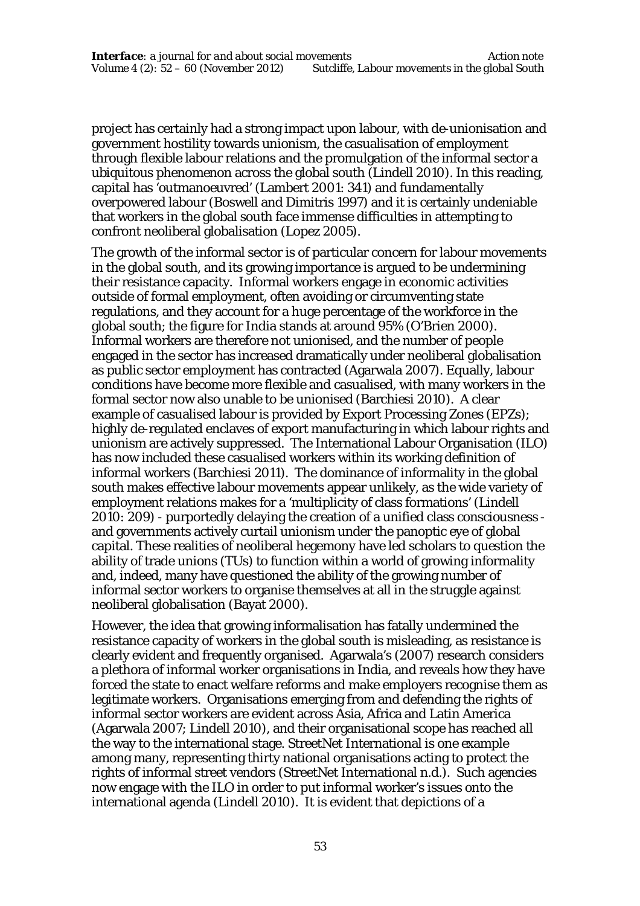project has certainly had a strong impact upon labour, with de-unionisation and government hostility towards unionism, the casualisation of employment through flexible labour relations and the promulgation of the informal sector a ubiquitous phenomenon across the global south (Lindell 2010). In this reading, capital has 'outmanoeuvred' (Lambert 2001: 341) and fundamentally overpowered labour (Boswell and Dimitris 1997) and it is certainly undeniable that workers in the global south face immense difficulties in attempting to confront neoliberal globalisation (Lopez 2005).

The growth of the informal sector is of particular concern for labour movements in the global south, and its growing importance is argued to be undermining their resistance capacity. Informal workers engage in economic activities outside of formal employment, often avoiding or circumventing state regulations, and they account for a huge percentage of the workforce in the global south; the figure for India stands at around 95% (O'Brien 2000). Informal workers are therefore not unionised, and the number of people engaged in the sector has increased dramatically under neoliberal globalisation as public sector employment has contracted (Agarwala 2007). Equally, labour conditions have become more flexible and casualised, with many workers in the formal sector now also unable to be unionised (Barchiesi 2010). A clear example of casualised labour is provided by Export Processing Zones (EPZs); highly de-regulated enclaves of export manufacturing in which labour rights and unionism are actively suppressed. The International Labour Organisation (ILO) has now included these casualised workers within its working definition of informal workers (Barchiesi 2011). The dominance of informality in the global south makes effective labour movements appear unlikely, as the wide variety of employment relations makes for a 'multiplicity of class formations' (Lindell 2010: 209) - purportedly delaying the creation of a unified class consciousness - and governments actively curtail unionism under the panoptic eye of global capital. These realities of neoliberal hegemony have led scholars to question the ability of trade unions (TUs) to function within a world of growing informality and, indeed, many have questioned the ability of the growing number of informal sector workers to organise themselves at all in the struggle against neoliberal globalisation (Bayat 2000).

However, the idea that growing informalisation has fatally undermined the resistance capacity of workers in the global south is misleading, as resistance is clearly evident and frequently organised. Agarwala's (2007) research considers a plethora of informal worker organisations in India, and reveals how they have forced the state to enact welfare reforms and make employers recognise them as legitimate workers. Organisations emerging from and defending the rights of informal sector workers are evident across Asia, Africa and Latin America (Agarwala 2007; Lindell 2010), and their organisational scope has reached all the way to the international stage. StreetNet International is one example among many, representing thirty national organisations acting to protect the rights of informal street vendors (StreetNet International n.d.). Such agencies now engage with the ILO in order to put informal worker's issues onto the international agenda (Lindell 2010). It is evident that depictions of a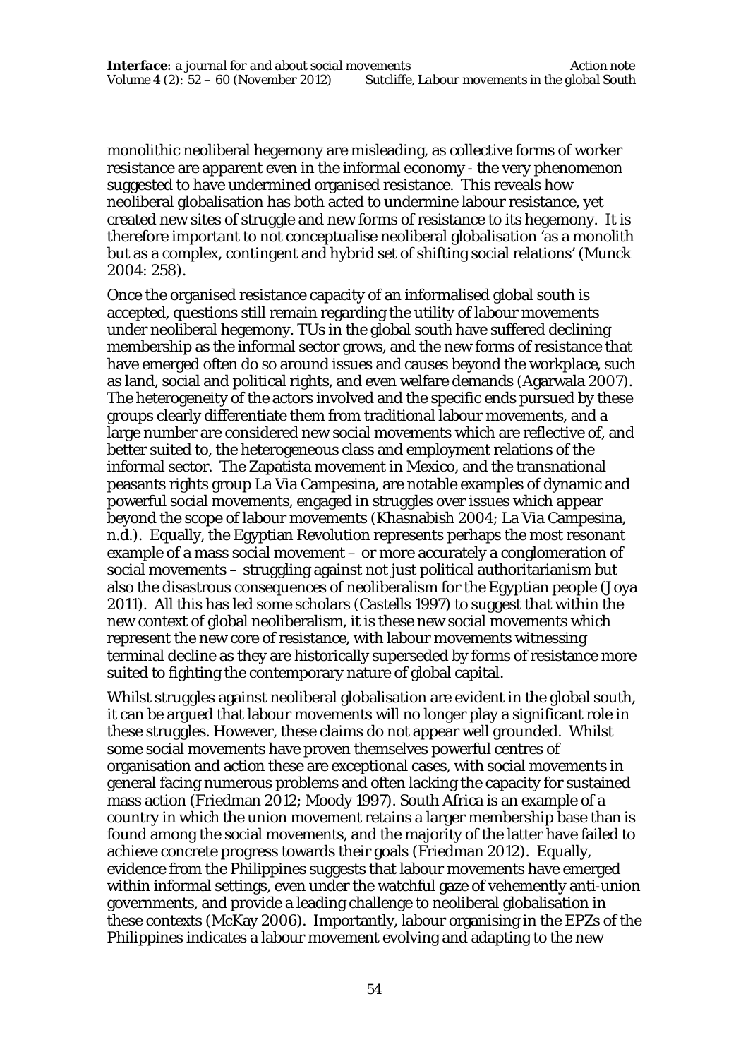monolithic neoliberal hegemony are misleading, as collective forms of worker resistance are apparent even in the informal economy - the very phenomenon suggested to have undermined organised resistance. This reveals how neoliberal globalisation has both acted to undermine labour resistance, yet created new sites of struggle and new forms of resistance to its hegemony. It is therefore important to not conceptualise neoliberal globalisation 'as a monolith but as a complex, contingent and hybrid set of shifting social relations' (Munck 2004: 258).

Once the organised resistance capacity of an informalised global south is accepted, questions still remain regarding the utility of labour movements under neoliberal hegemony. TUs in the global south have suffered declining membership as the informal sector grows, and the new forms of resistance that have emerged often do so around issues and causes beyond the workplace, such as land, social and political rights, and even welfare demands (Agarwala 2007). The heterogeneity of the actors involved and the specific ends pursued by these groups clearly differentiate them from traditional labour movements, and a large number are considered new social movements which are reflective of, and better suited to, the heterogeneous class and employment relations of the informal sector. The Zapatista movement in Mexico, and the transnational peasants rights group La Via Campesina, are notable examples of dynamic and powerful social movements, engaged in struggles over issues which appear beyond the scope of labour movements (Khasnabish 2004; La Via Campesina, n.d.). Equally, the Egyptian Revolution represents perhaps the most resonant example of a mass social movement – or more accurately a conglomeration of social movements – struggling against not just political authoritarianism but also the disastrous consequences of neoliberalism for the Egyptian people (Joya 2011). All this has led some scholars (Castells 1997) to suggest that within the new context of global neoliberalism, it is these new social movements which represent the new core of resistance, with labour movements witnessing terminal decline as they are historically superseded by forms of resistance more suited to fighting the contemporary nature of global capital.

Whilst struggles against neoliberal globalisation are evident in the global south, it can be argued that labour movements will no longer play a significant role in these struggles. However, these claims do not appear well grounded. Whilst some social movements have proven themselves powerful centres of organisation and action these are exceptional cases, with social movements in general facing numerous problems and often lacking the capacity for sustained mass action (Friedman 2012; Moody 1997). South Africa is an example of a country in which the union movement retains a larger membership base than is found among the social movements, and the majority of the latter have failed to achieve concrete progress towards their goals (Friedman 2012). Equally, evidence from the Philippines suggests that labour movements have emerged within informal settings, even under the watchful gaze of vehemently anti-union governments, and provide a leading challenge to neoliberal globalisation in these contexts (McKay 2006). Importantly, labour organising in the EPZs of the Philippines indicates a labour movement evolving and adapting to the new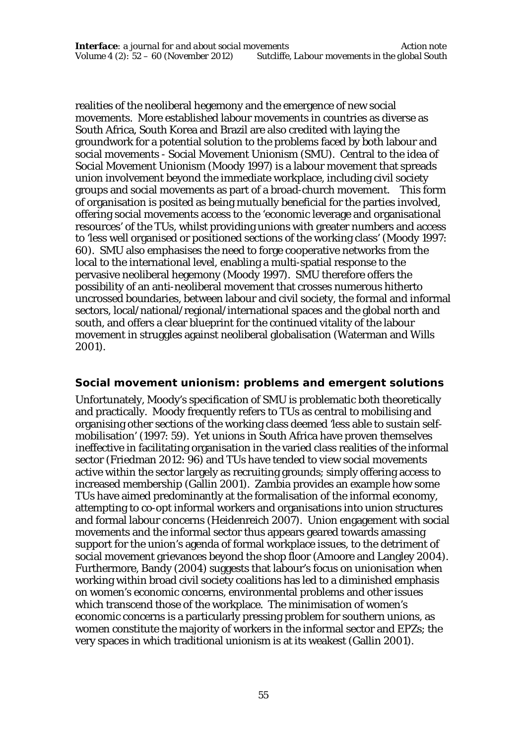realities of the neoliberal hegemony and the emergence of new social movements. More established labour movements in countries as diverse as South Africa, South Korea and Brazil are also credited with laying the groundwork for a potential solution to the problems faced by both labour and social movements - Social Movement Unionism (SMU). Central to the idea of Social Movement Unionism (Moody 1997) is a labour movement that spreads union involvement beyond the immediate workplace, including civil society groups and social movements as part of a broad-church movement. This form of organisation is posited as being mutually beneficial for the parties involved, offering social movements access to the 'economic leverage and organisational resources' of the TUs, whilst providing unions with greater numbers and access to 'less well organised or positioned sections of the working class' (Moody 1997: 60). SMU also emphasises the need to forge cooperative networks from the local to the international level, enabling a multi-spatial response to the pervasive neoliberal hegemony (Moody 1997). SMU therefore offers the possibility of an anti-neoliberal movement that crosses numerous hitherto uncrossed boundaries, between labour and civil society, the formal and informal sectors, local/national/regional/international spaces and the global north and south, and offers a clear blueprint for the continued vitality of the labour movement in struggles against neoliberal globalisation (Waterman and Wills 2001).

## Social movement unionism: problems and emergent solutions

Unfortunately, Moody's specification of SMU is problematic both theoretically and practically. Moody frequently refers to TUs as central to mobilising and organising other sections of the working class deemed 'less able to sustain self-mobilisation' (1997: 59). Yet unions in South Africa have proven themselves ineffective in facilitating organisation in the varied class realities of the informal sector (Friedman 2012: 96) and TUs have tended to view social movements active within the sector largely as recruiting grounds; simply offering access to increased membership (Gallin 2001). Zambia provides an example how some TUs have aimed predominantly at the formalisation of the informal economy, attempting to co-opt informal workers and organisations into union structures and formal labour concerns (Heidenreich 2007). Union engagement with social movements and the informal sector thus appears geared towards amassing support for the union's agenda of formal workplace issues, to the detriment of social movement grievances beyond the shop floor (Amoore and Langley 2004). Furthermore, Bandy (2004) suggests that labour's focus on unionisation when working within broad civil society coalitions has led to a diminished emphasis on women's economic concerns, environmental problems and other issues which transcend those of the workplace. The minimisation of women's economic concerns is a particularly pressing problem for southern unions, as women constitute the majority of workers in the informal sector and EPZs; the very spaces in which traditional unionism is at its weakest (Gallin 2001).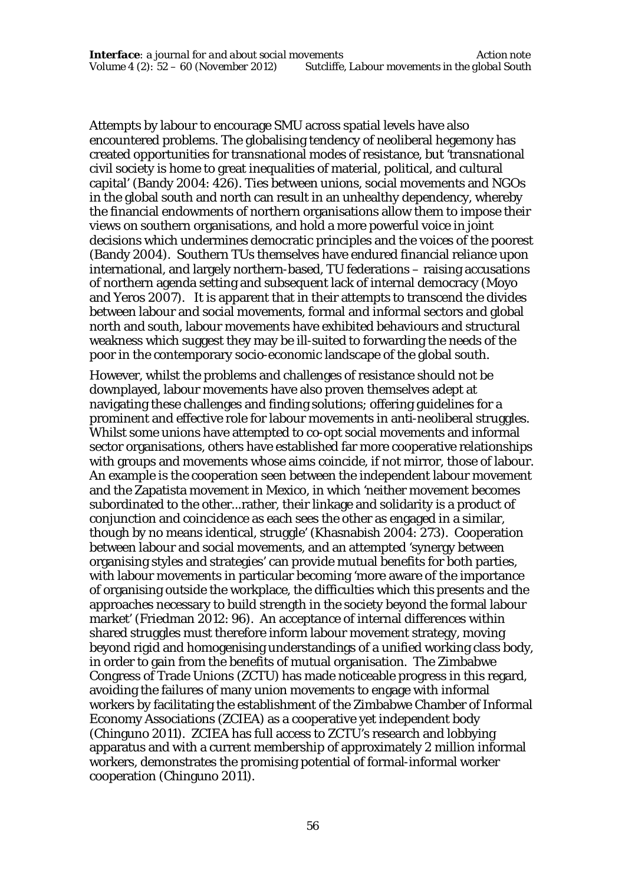Attempts by labour to encourage SMU across spatial levels have also encountered problems. The globalising tendency of neoliberal hegemony has created opportunities for transnational modes of resistance, but 'transnational civil society is home to great inequalities of material, political, and cultural capital' (Bandy 2004: 426). Ties between unions, social movements and NGOs in the global south and north can result in an unhealthy dependency, whereby the financial endowments of northern organisations allow them to impose their views on southern organisations, and hold a more powerful voice in joint decisions which undermines democratic principles and the voices of the poorest (Bandy 2004). Southern TUs themselves have endured financial reliance upon international, and largely northern-based, TU federations – raising accusations of northern agenda setting and subsequent lack of internal democracy (Moyo and Yeros 2007). It is apparent that in their attempts to transcend the divides between labour and social movements, formal and informal sectors and global north and south, labour movements have exhibited behaviours and structural weakness which suggest they may be ill-suited to forwarding the needs of the poor in the contemporary socio-economic landscape of the global south.

However, whilst the problems and challenges of resistance should not be downplayed, labour movements have also proven themselves adept at navigating these challenges and finding solutions; offering guidelines for a prominent and effective role for labour movements in anti-neoliberal struggles. Whilst some unions have attempted to co-opt social movements and informal sector organisations, others have established far more cooperative relationships with groups and movements whose aims coincide, if not mirror, those of labour. An example is the cooperation seen between the independent labour movement and the Zapatista movement in Mexico, in which 'neither movement becomes subordinated to the other...rather, their linkage and solidarity is a product of conjunction and coincidence as each sees the other as engaged in a similar, though by no means identical, struggle' (Khasnabish 2004: 273). Cooperation between labour and social movements, and an attempted 'synergy between organising styles and strategies' can provide mutual benefits for both parties, with labour movements in particular becoming 'more aware of the importance of organising outside the workplace, the difficulties which this presents and the approaches necessary to build strength in the society beyond the formal labour market' (Friedman 2012: 96). An acceptance of internal differences within shared struggles must therefore inform labour movement strategy, moving beyond rigid and homogenising understandings of a unified working class body, in order to gain from the benefits of mutual organisation. The Zimbabwe Congress of Trade Unions (ZCTU) has made noticeable progress in this regard, avoiding the failures of many union movements to engage with informal workers by facilitating the establishment of the Zimbabwe Chamber of Informal Economy Associations (ZCIEA) as a cooperative yet independent body (Chinguno 2011). ZCIEA has full access to ZCTU's research and lobbying apparatus and with a current membership of approximately 2 million informal workers, demonstrates the promising potential of formal-informal worker cooperation (Chinguno 2011).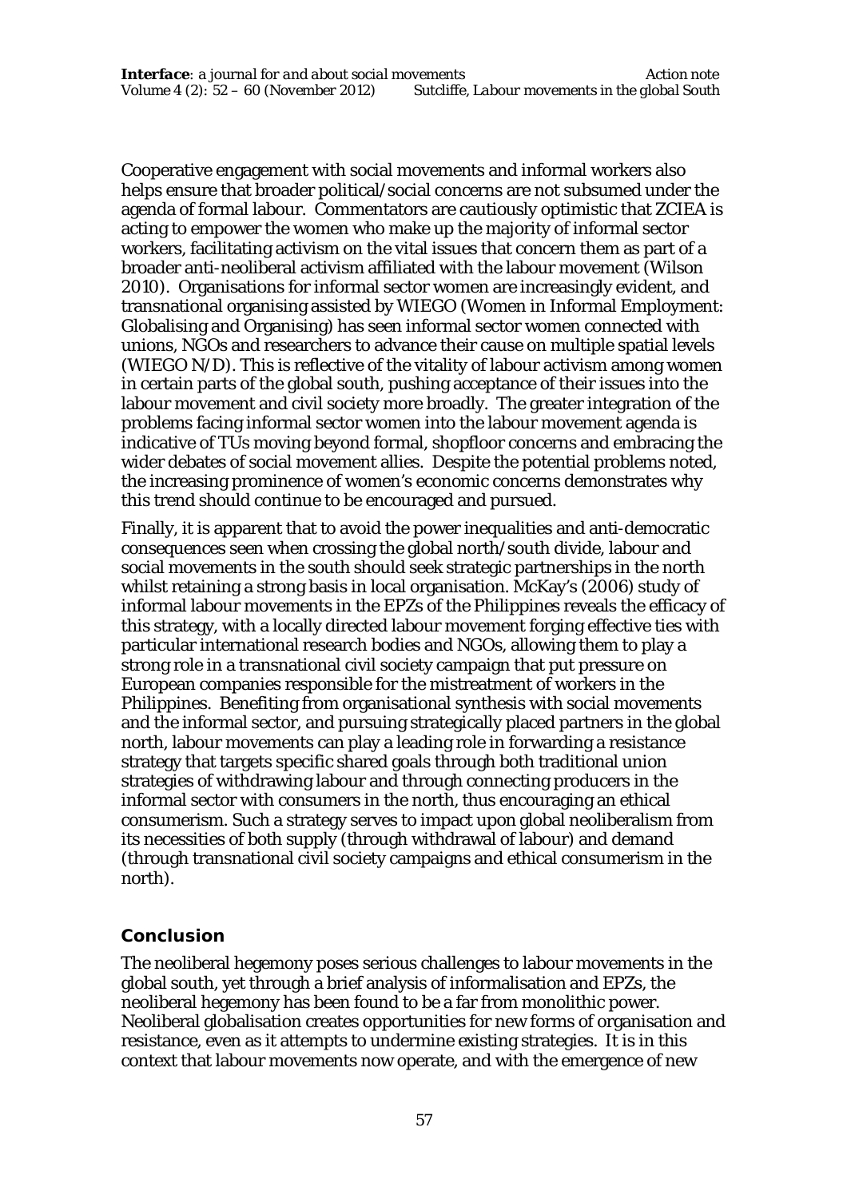Cooperative engagement with social movements and informal workers also helps ensure that broader political/social concerns are not subsumed under the agenda of formal labour. Commentators are cautiously optimistic that ZCIEA is acting to empower the women who make up the majority of informal sector workers, facilitating activism on the vital issues that concern them as part of a broader anti-neoliberal activism affiliated with the labour movement (Wilson 2010). Organisations for informal sector women are increasingly evident, and transnational organising assisted by WIEGO (Women in Informal Employment: Globalising and Organising) has seen informal sector women connected with unions, NGOs and researchers to advance their cause on multiple spatial levels (WIEGO N/D). This is reflective of the vitality of labour activism among women in certain parts of the global south, pushing acceptance of their issues into the labour movement and civil society more broadly. The greater integration of the problems facing informal sector women into the labour movement agenda is indicative of TUs moving beyond formal, shopfloor concerns and embracing the wider debates of social movement allies. Despite the potential problems noted, the increasing prominence of women's economic concerns demonstrates why this trend should continue to be encouraged and pursued.

Finally, it is apparent that to avoid the power inequalities and anti-democratic consequences seen when crossing the global north/south divide, labour and social movements in the south should seek strategic partnerships in the north whilst retaining a strong basis in local organisation. McKay's (2006) study of informal labour movements in the EPZs of the Philippines reveals the efficacy of this strategy, with a locally directed labour movement forging effective ties with particular international research bodies and NGOs, allowing them to play a strong role in a transnational civil society campaign that put pressure on European companies responsible for the mistreatment of workers in the Philippines. Benefiting from organisational synthesis with social movements and the informal sector, and pursuing strategically placed partners in the global north, labour movements can play a leading role in forwarding a resistance strategy that targets specific shared goals through both traditional union strategies of withdrawing labour and through connecting producers in the informal sector with consumers in the north, thus encouraging an ethical consumerism. Such a strategy serves to impact upon global neoliberalism from its necessities of both supply (through withdrawal of labour) and demand (through transnational civil society campaigns and ethical consumerism in the north).

## Conclusion

The neoliberal hegemony poses serious challenges to labour movements in the global south, yet through a brief analysis of informalisation and EPZs, the neoliberal hegemony has been found to be a far from monolithic power. Neoliberal globalisation creates opportunities for new forms of organisation and resistance, even as it attempts to undermine existing strategies. It is in this context that labour movements now operate, and with the emergence of new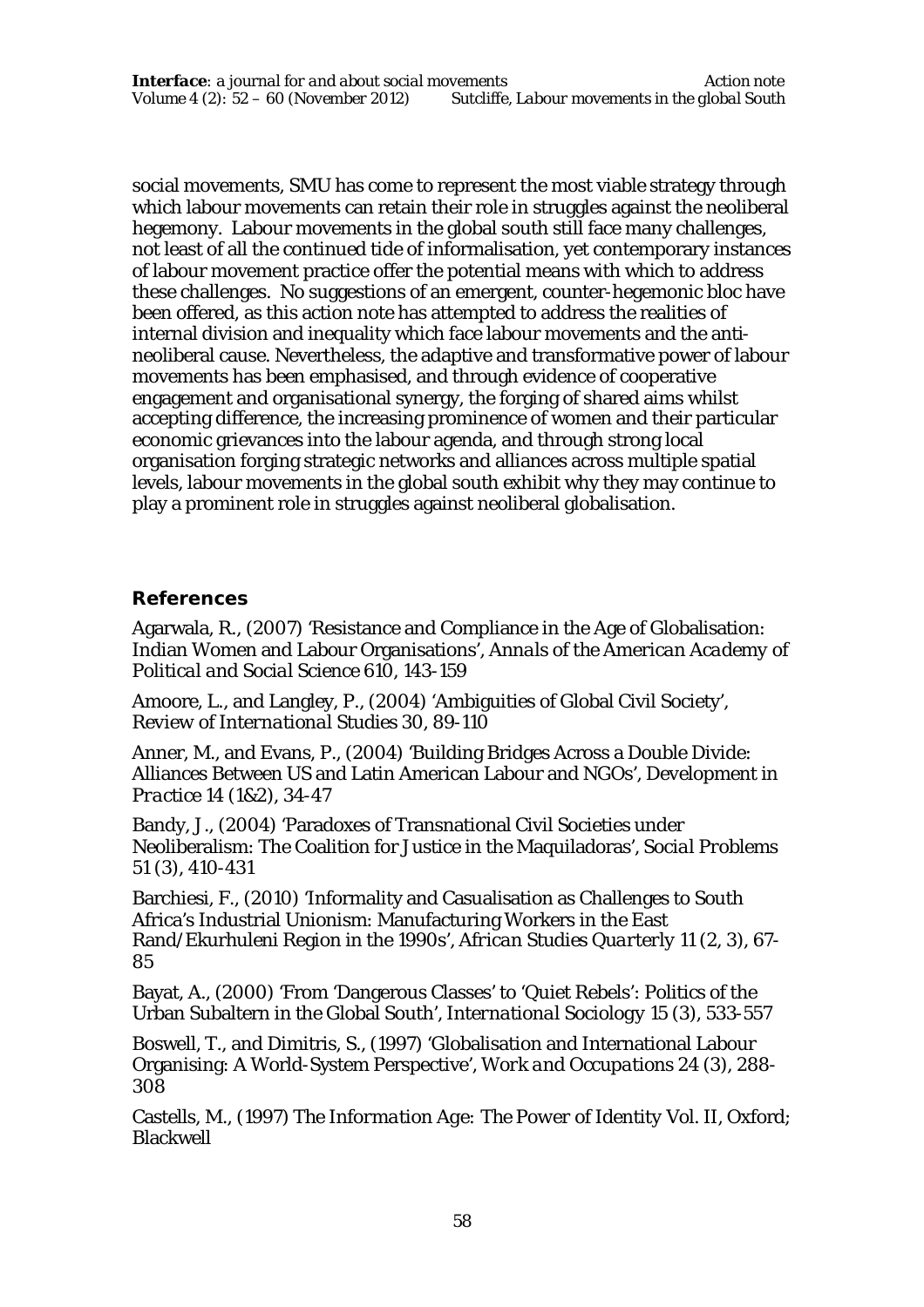social movements, SMU has come to represent the most viable strategy through which labour movements can retain their role in struggles against the neoliberal hegemony. Labour movements in the global south still face many challenges, not least of all the continued tide of informalisation, yet contemporary instances of labour movement practice offer the potential means with which to address these challenges. No suggestions of an emergent, counter-hegemonic bloc have been offered, as this action note has attempted to address the realities of internal division and inequality which face labour movements and the anti-neoliberal cause. Nevertheless, the adaptive and transformative power of labour movements has been emphasised, and through evidence of cooperative engagement and organisational synergy, the forging of shared aims whilst accepting difference, the increasing prominence of women and their particular economic grievances into the labour agenda, and through strong local organisation forging strategic networks and alliances across multiple spatial levels, labour movements in the global south exhibit why they may continue to play a prominent role in struggles against neoliberal globalisation.

## References

Agarwala, R., (2007) 'Resistance and Compliance in the Age of Globalisation: Indian Women and Labour Organisations', *Annals of the American Academy of Political and Social Science* 610, 143-159

Amoore, L., and Langley, P., (2004) 'Ambiguities of Global Civil Society', *Review of International Studies* 30, 89-110

Anner, M., and Evans, P., (2004) 'Building Bridges Across a Double Divide: Alliances Between US and Latin American Labour and NGOs', *Development in Practice* 14 (1&2), 34-47

Bandy, J., (2004) 'Paradoxes of Transnational Civil Societies under Neoliberalism: The Coalition for Justice in the Maquiladoras', *Social Problems* 51 (3), 410-431

Barchiesi, F., (2010) 'Informality and Casualisation as Challenges to South Africa's Industrial Unionism: Manufacturing Workers in the East Rand/Ekurhuleni Region in the 1990s', *African Studies Quarterly* 11 (2, 3), 67-85

Bayat, A., (2000) 'From 'Dangerous Classes' to 'Quiet Rebels': Politics of the Urban Subaltern in the Global South', *International Sociology* 15 (3), 533-557

Boswell, T., and Dimitris, S., (1997) 'Globalisation and International Labour Organising: A World-System Perspective', *Work and Occupations* 24 (3), 288-308

Castells, M., (1997) *The Information Age: The Power of Identity Vol. II*, Oxford; Blackwell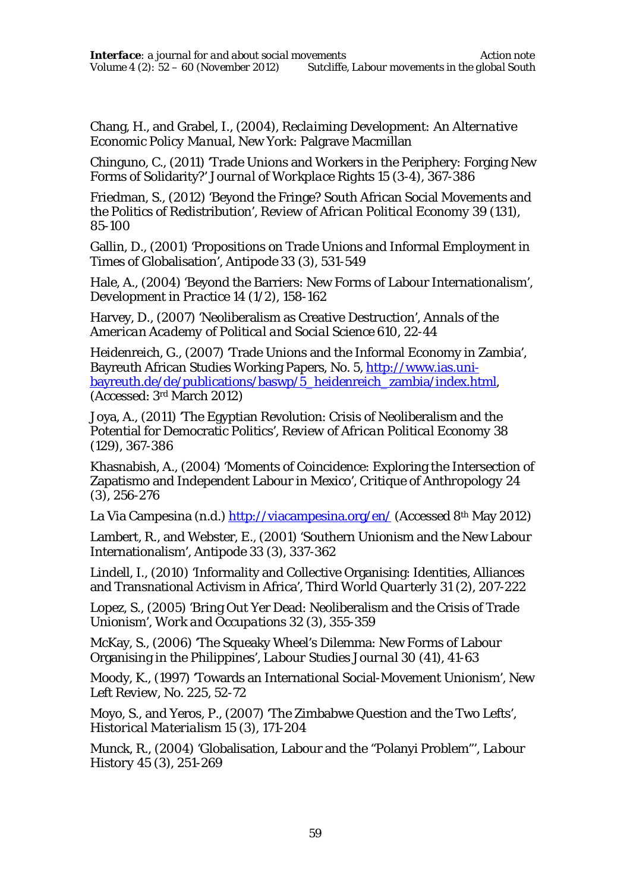Chang, H., and Grabel, I., (2004), *Reclaiming Development: An Alternative Economic Policy Manual*, New York: Palgrave Macmillan

Chinguno, C., (2011) 'Trade Unions and Workers in the Periphery: Forging New Forms of Solidarity?' *Journal of Workplace Rights* 15 (3-4), 367-386

Friedman, S., (2012) 'Beyond the Fringe? South African Social Movements and the Politics of Redistribution', *Review of African Political Economy* 39 (131), 85-100

Gallin, D., (2001) 'Propositions on Trade Unions and Informal Employment in Times of Globalisation', *Antipode* 33 (3), 531-549

Hale, A., (2004) 'Beyond the Barriers: New Forms of Labour Internationalism', *Development in Practice* 14 (1/2), 158-162

Harvey, D., (2007) 'Neoliberalism as Creative Destruction', *Annals of the American Academy of Political and Social Science* 610, 22-44

Heidenreich, G., (2007) 'Trade Unions and the Informal Economy in Zambia', Bayreuth African Studies Working Papers, No. 5, http://www.ias.uni-bayreuth.de/de/publications/baswp/5_heidenreich_zambia/index.html, (Accessed: 3rd March 2012)

Joya, A., (2011) 'The Egyptian Revolution: Crisis of Neoliberalism and the Potential for Democratic Politics', *Review of African Political Economy* 38 (129), 367-386

Khasnabish, A., (2004) 'Moments of Coincidence: Exploring the Intersection of Zapatismo and Independent Labour in Mexico', *Critique of Anthropology* 24 (3), 256-276

La Via Campesina (n.d.) http://viacampesina.org/en/ (Accessed 8th May 2012)

Lambert, R., and Webster, E., (2001) 'Southern Unionism and the New Labour Internationalism', *Antipode* 33 (3), 337-362

Lindell, I., (2010) 'Informality and Collective Organising: Identities, Alliances and Transnational Activism in Africa', *Third World Quarterly* 31 (2), 207-222

Lopez, S., (2005) 'Bring Out Yer Dead: Neoliberalism and the Crisis of Trade Unionism', *Work and Occupations* 32 (3), 355-359

McKay, S., (2006) 'The Squeaky Wheel's Dilemma: New Forms of Labour Organising in the Philippines', *Labour Studies Journal* 30 (41), 41-63

Moody, K., (1997) 'Towards an International Social-Movement Unionism', *New Left Review*, No. 225, 52-72

Moyo, S., and Yeros, P., (2007) 'The Zimbabwe Question and the Two Lefts', *Historical Materialism* 15 (3), 171-204

Munck, R., (2004) 'Globalisation, Labour and the "Polanyi Problem"', *Labour History* 45 (3), 251-269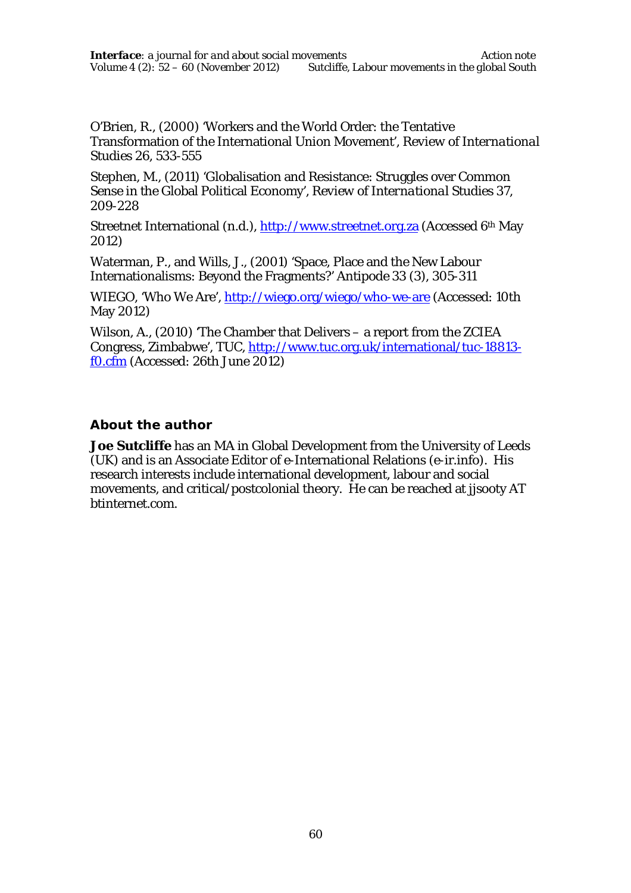O'Brien, R., (2000) 'Workers and the World Order: the Tentative Transformation of the International Union Movement', *Review of International Studies* 26, 533-555

Stephen, M., (2011) 'Globalisation and Resistance: Struggles over Common Sense in the Global Political Economy', *Review of International Studies* 37, 209-228

Streetnet International (n.d.), http://www.streetnet.org.za (Accessed 6th May 2012)

Waterman, P., and Wills, J., (2001) 'Space, Place and the New Labour Internationalisms: Beyond the Fragments?' *Antipode* 33 (3), 305-311

WIEGO, 'Who We Are', http://wiego.org/wiego/who-we-are (Accessed: 10th May 2012)

Wilson, A., (2010) 'The Chamber that Delivers – a report from the ZCIEA Congress, Zimbabwe', TUC, http://www.tuc.org.uk/international/tuc-18813-f0.cfm (Accessed: 26th June 2012)

## About the author

**Joe Sutcliffe** has an MA in Global Development from the University of Leeds (UK) and is an Associate Editor of e-International Relations (e-ir.info). His research interests include international development, labour and social movements, and critical/postcolonial theory. He can be reached at jjsooty AT btinternet.com.